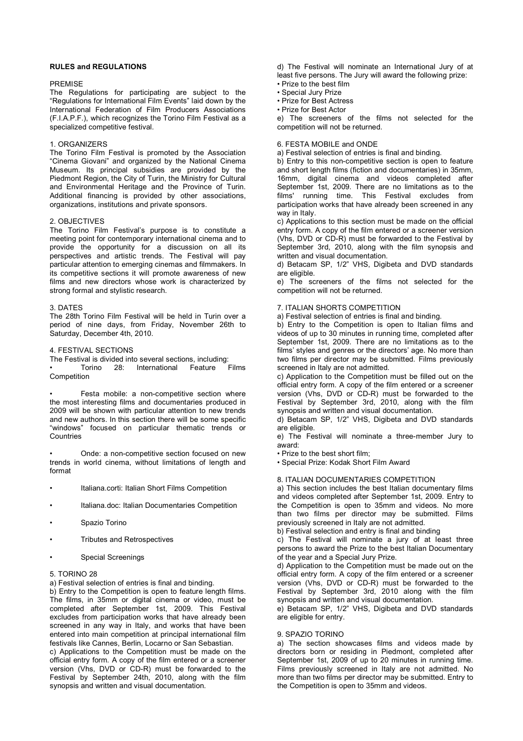## RULES and REGULATIONS

### PREMISE

The Regulations for participating are subject to the "Regulations for International Film Events" laid down by the International Federation of Film Producers Associations (F.I.A.P.F.), which recognizes the Torino Film Festival as a specialized competitive festival.

### 1. ORGANIZERS

The Torino Film Festival is promoted by the Association "Cinema Giovani" and organized by the National Cinema Museum. Its principal subsidies are provided by the Piedmont Region, the City of Turin, the Ministry for Cultural and Environmental Heritage and the Province of Turin. Additional financing is provided by other associations, organizations, institutions and private sponsors.

### 2. OBJECTIVES

The Torino Film Festival's purpose is to constitute a meeting point for contemporary international cinema and to provide the opportunity for a discussion on all its perspectives and artistic trends. The Festival will pay particular attention to emerging cinemas and filmmakers. In its competitive sections it will promote awareness of new films and new directors whose work is characterized by strong formal and stylistic research.

### 3. DATES

The 28th Torino Film Festival will be held in Turin over a period of nine days, from Friday, November 26th to Saturday, December 4th, 2010.

### 4. FESTIVAL SECTIONS

The Festival is divided into several sections, including:

- Torino 28: International Feature Films Competition
- Festa mobile: a non-competitive section where the most interesting films and documentaries produced in 2009 will be shown with particular attention to new trends and new authors. In this section there will be some specific "windows" focused on particular thematic trends or Countries
- Onde: a non-competitive section focused on new trends in world cinema, without limitations of length and format
- Italiana.corti: Italian Short Films Competition
- Italiana.doc: Italian Documentaries Competition
- Spazio Torino
- Tributes and Retrospectives
- Special Screenings

### 5. TORINO 28

a) Festival selection of entries is final and binding.

b) Entry to the Competition is open to feature length films. The films, in 35mm or digital cinema or video, must be completed after September 1st, 2009. This Festival excludes from participation works that have already been screened in any way in Italy, and works that have been entered into main competition at principal international film festivals like Cannes, Berlin, Locarno or San Sebastian.

c) Applications to the Competition must be made on the official entry form. A copy of the film entered or a screener version (Vhs, DVD or CD-R) must be forwarded to the Festival by September 24th, 2010, along with the film synopsis and written and visual documentation.

d) The Festival will nominate an International Jury of at least five persons. The Jury will award the following prize:

- Prize to the best film
- Special Jury Prize
- Prize for Best Actress
- Prize for Best Actor

e) The screeners of the films not selected for the competition will not be returned.

### 6. FESTA MOBILE and ONDE

a) Festival selection of entries is final and binding.

b) Entry to this non-competitive section is open to feature and short length films (fiction and documentaries) in 35mm, 16mm, digital cinema and videos completed after September 1st, 2009. There are no limitations as to the films' running time. This Festival excludes from participation works that have already been screened in any way in Italy.

c) Applications to this section must be made on the official entry form. A copy of the film entered or a screener version (Vhs, DVD or CD-R) must be forwarded to the Festival by September 3rd, 2010, along with the film synopsis and written and visual documentation.

d) Betacam SP, 1/2" VHS, Digibeta and DVD standards are eligible.

e) The screeners of the films not selected for the competition will not be returned.

### 7. ITALIAN SHORTS COMPETITION

a) Festival selection of entries is final and binding.

b) Entry to the Competition is open to Italian films and videos of up to 30 minutes in running time, completed after September 1st, 2009. There are no limitations as to the films' styles and genres or the directors' age. No more than two films per director may be submitted. Films previously screened in Italy are not admitted.

c) Application to the Competition must be filled out on the official entry form. A copy of the film entered or a screener version (Vhs, DVD or CD-R) must be forwarded to the Festival by September 3rd, 2010, along with the film synopsis and written and visual documentation.

d) Betacam SP, 1/2" VHS, Digibeta and DVD standards are eligible.

e) The Festival will nominate a three-member Jury to award:

- Prize to the best short film;
- Special Prize: Kodak Short Film Award

### 8. ITALIAN DOCUMENTARIES COMPETITION

a) This section includes the best Italian documentary films and videos completed after September 1st, 2009. Entry to the Competition is open to 35mm and videos. No more than two films per director may be submitted. Films previously screened in Italy are not admitted.

b) Festival selection and entry is final and binding

c) The Festival will nominate a jury of at least three persons to award the Prize to the best Italian Documentary of the year and a Special Jury Prize.

d) Application to the Competition must be made out on the official entry form. A copy of the film entered or a screener version (Vhs, DVD or CD-R) must be forwarded to the Festival by September 3rd, 2010 along with the film synopsis and written and visual documentation.

e) Betacam SP, 1/2" VHS, Digibeta and DVD standards are eligible for entry.

### 9. SPAZIO TORINO

a) The section showcases films and videos made by directors born or residing in Piedmont, completed after September 1st, 2009 of up to 20 minutes in running time. Films previously screened in Italy are not admitted. No more than two films per director may be submitted. Entry to the Competition is open to 35mm and videos.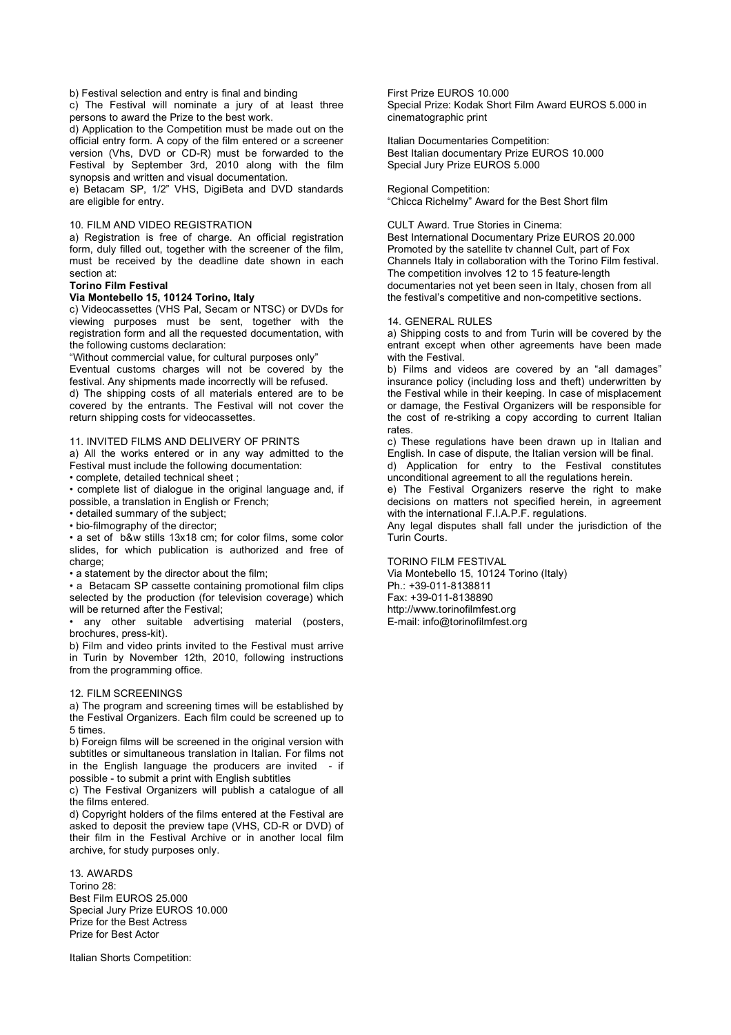b) Festival selection and entry is final and binding

c) The Festival will nominate a jury of at least three persons to award the Prize to the best work.

d) Application to the Competition must be made out on the official entry form. A copy of the film entered or a screener version (Vhs, DVD or CD-R) must be forwarded to the Festival by September 3rd, 2010 along with the film synopsis and written and visual documentation.

e) Betacam SP, 1/2" VHS, DigiBeta and DVD standards are eligible for entry.

10. FILM AND VIDEO REGISTRATION

a) Registration is free of charge. An official registration form, duly filled out, together with the screener of the film, must be received by the deadline date shown in each section at:

**Torino Film Festival**
**Via Montebello 15, 10124 Torino, Italy**

c) Videocassettes (VHS Pal, Secam or NTSC) or DVDs for viewing purposes must be sent, together with the registration form and all the requested documentation, with the following customs declaration:

"Without commercial value, for cultural purposes only"

Eventual customs charges will not be covered by the festival. Any shipments made incorrectly will be refused.

d) The shipping costs of all materials entered are to be covered by the entrants. The Festival will not cover the return shipping costs for videocassettes.

11. INVITED FILMS AND DELIVERY OF PRINTS

a) All the works entered or in any way admitted to the Festival must include the following documentation:

• complete, detailed technical sheet ;
• complete list of dialogue in the original language and, if possible, a translation in English or French;
• detailed summary of the subject;
• bio-filmography of the director;
• a set of b&w stills 13x18 cm; for color films, some color slides, for which publication is authorized and free of charge;
• a statement by the director about the film;
• a Betacam SP cassette containing promotional film clips selected by the production (for television coverage) which will be returned after the Festival;
• any other suitable advertising material (posters, brochures, press-kit).

b) Film and video prints invited to the Festival must arrive in Turin by November 12th, 2010, following instructions from the programming office.

12. FILM SCREENINGS

a) The program and screening times will be established by the Festival Organizers. Each film could be screened up to 5 times.

b) Foreign films will be screened in the original version with subtitles or simultaneous translation in Italian. For films not in the English language the producers are invited - if possible - to submit a print with English subtitles

c) The Festival Organizers will publish a catalogue of all the films entered.

d) Copyright holders of the films entered at the Festival are asked to deposit the preview tape (VHS, CD-R or DVD) of their film in the Festival Archive or in another local film archive, for study purposes only.

13. AWARDS

Torino 28:
Best Film EUROS 25.000
Special Jury Prize EUROS 10.000
Prize for the Best Actress
Prize for Best Actor

Italian Shorts Competition:
First Prize EUROS 10.000
Special Prize: Kodak Short Film Award EUROS 5.000 in cinematographic print

Italian Documentaries Competition:
Best Italian documentary Prize EUROS 10.000
Special Jury Prize EUROS 5.000

Regional Competition:
"Chicca Richelmy" Award for the Best Short film

CULT Award. True Stories in Cinema:
Best International Documentary Prize EUROS 20.000
Promoted by the satellite tv channel Cult, part of Fox Channels Italy in collaboration with the Torino Film festival. The competition involves 12 to 15 feature-length documentaries not yet been seen in Italy, chosen from all the festival's competitive and non-competitive sections.

14. GENERAL RULES

a) Shipping costs to and from Turin will be covered by the entrant except when other agreements have been made with the Festival.

b) Films and videos are covered by an "all damages" insurance policy (including loss and theft) underwritten by the Festival while in their keeping. In case of misplacement or damage, the Festival Organizers will be responsible for the cost of re-striking a copy according to current Italian rates.

c) These regulations have been drawn up in Italian and English. In case of dispute, the Italian version will be final.

d) Application for entry to the Festival constitutes unconditional agreement to all the regulations herein.

e) The Festival Organizers reserve the right to make decisions on matters not specified herein, in agreement with the international F.I.A.P.F. regulations.

Any legal disputes shall fall under the jurisdiction of the Turin Courts.

TORINO FILM FESTIVAL
Via Montebello 15, 10124 Torino (Italy)
Ph.: +39-011-8138811
Fax: +39-011-8138890
http://www.torinofilmfest.org
E-mail: info@torinofilmfest.org